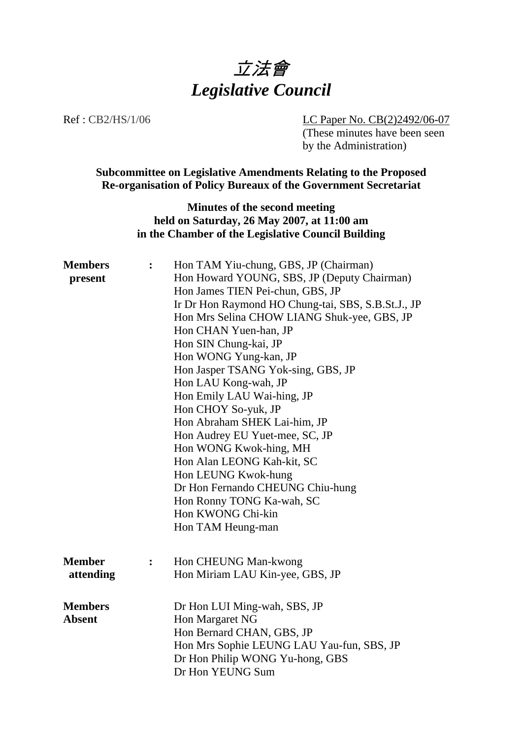# 立法會
# *Legislative Council*

Ref : CB2/HS/1/06

LC Paper No. CB(2)2492/06-07
(These minutes have been seen by the Administration)

**Subcommittee on Legislative Amendments Relating to the Proposed Re-organisation of Policy Bureaux of the Government Secretariat**

**Minutes of the second meeting held on Saturday, 26 May 2007, at 11:00 am in the Chamber of the Legislative Council Building**

**Members present** :

Hon TAM Yiu-chung, GBS, JP (Chairman)
Hon Howard YOUNG, SBS, JP (Deputy Chairman)
Hon James TIEN Pei-chun, GBS, JP
Ir Dr Hon Raymond HO Chung-tai, SBS, S.B.St.J., JP
Hon Mrs Selina CHOW LIANG Shuk-yee, GBS, JP
Hon CHAN Yuen-han, JP
Hon SIN Chung-kai, JP
Hon WONG Yung-kan, JP
Hon Jasper TSANG Yok-sing, GBS, JP
Hon LAU Kong-wah, JP
Hon Emily LAU Wai-hing, JP
Hon CHOY So-yuk, JP
Hon Abraham SHEK Lai-him, JP
Hon Audrey EU Yuet-mee, SC, JP
Hon WONG Kwok-hing, MH
Hon Alan LEONG Kah-kit, SC
Hon LEUNG Kwok-hung
Dr Hon Fernando CHEUNG Chiu-hung
Hon Ronny TONG Ka-wah, SC
Hon KWONG Chi-kin
Hon TAM Heung-man

**Member attending** :

Hon CHEUNG Man-kwong
Hon Miriam LAU Kin-yee, GBS, JP

**Members Absent**

Dr Hon LUI Ming-wah, SBS, JP
Hon Margaret NG
Hon Bernard CHAN, GBS, JP
Hon Mrs Sophie LEUNG LAU Yau-fun, SBS, JP
Dr Hon Philip WONG Yu-hong, GBS
Dr Hon YEUNG Sum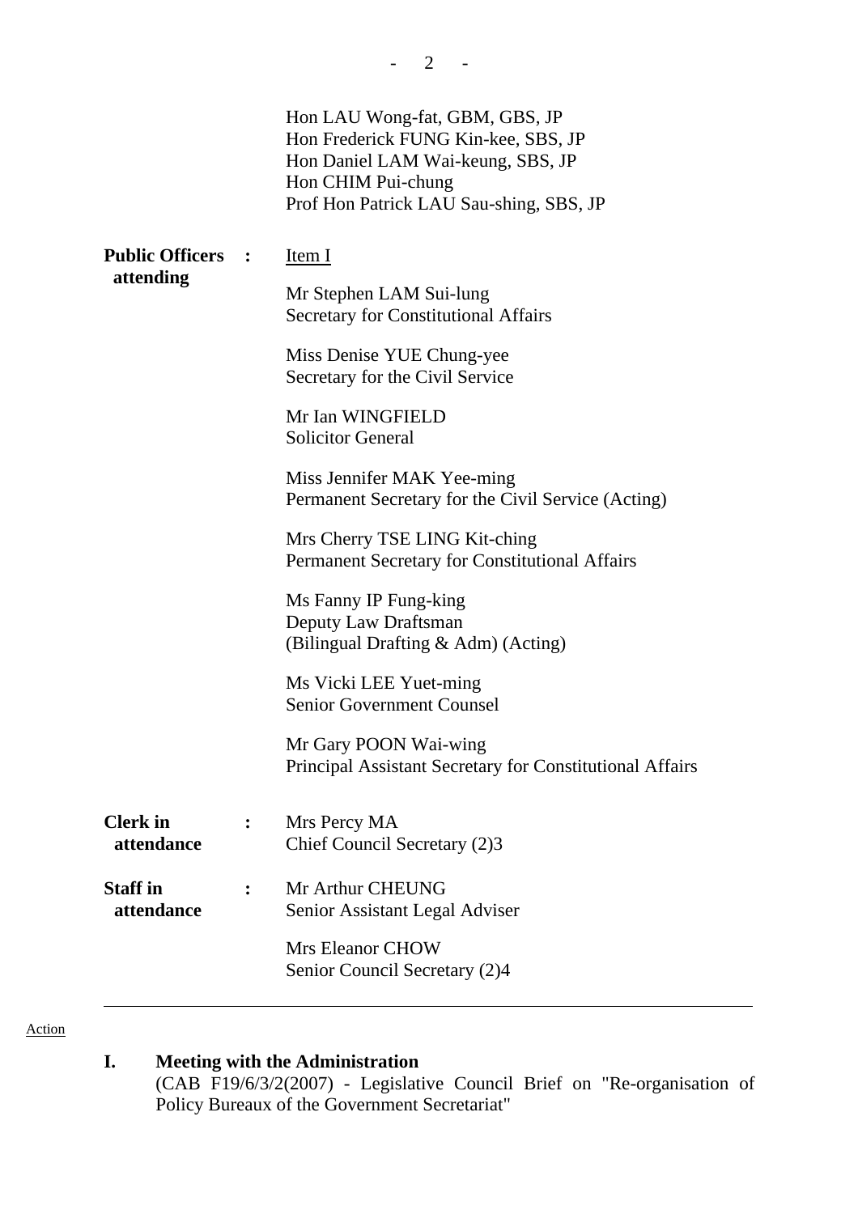Hon LAU Wong-fat, GBM, GBS, JP
Hon Frederick FUNG Kin-kee, SBS, JP
Hon Daniel LAM Wai-keung, SBS, JP
Hon CHIM Pui-chung
Prof Hon Patrick LAU Sau-shing, SBS, JP

**Public Officers attending** : Item I

Mr Stephen LAM Sui-lung
Secretary for Constitutional Affairs

Miss Denise YUE Chung-yee
Secretary for the Civil Service

Mr Ian WINGFIELD
Solicitor General

Miss Jennifer MAK Yee-ming
Permanent Secretary for the Civil Service (Acting)

Mrs Cherry TSE LING Kit-ching
Permanent Secretary for Constitutional Affairs

Ms Fanny IP Fung-king
Deputy Law Draftsman
(Bilingual Drafting & Adm) (Acting)

Ms Vicki LEE Yuet-ming
Senior Government Counsel

Mr Gary POON Wai-wing
Principal Assistant Secretary for Constitutional Affairs

**Clerk in attendance** : Mrs Percy MA
Chief Council Secretary (2)3

**Staff in attendance** : Mr Arthur CHEUNG
Senior Assistant Legal Adviser

Mrs Eleanor CHOW
Senior Council Secretary (2)4

---

Action

## I. Meeting with the Administration

(CAB F19/6/3/2(2007) - Legislative Council Brief on "Re-organisation of Policy Bureaux of the Government Secretariat"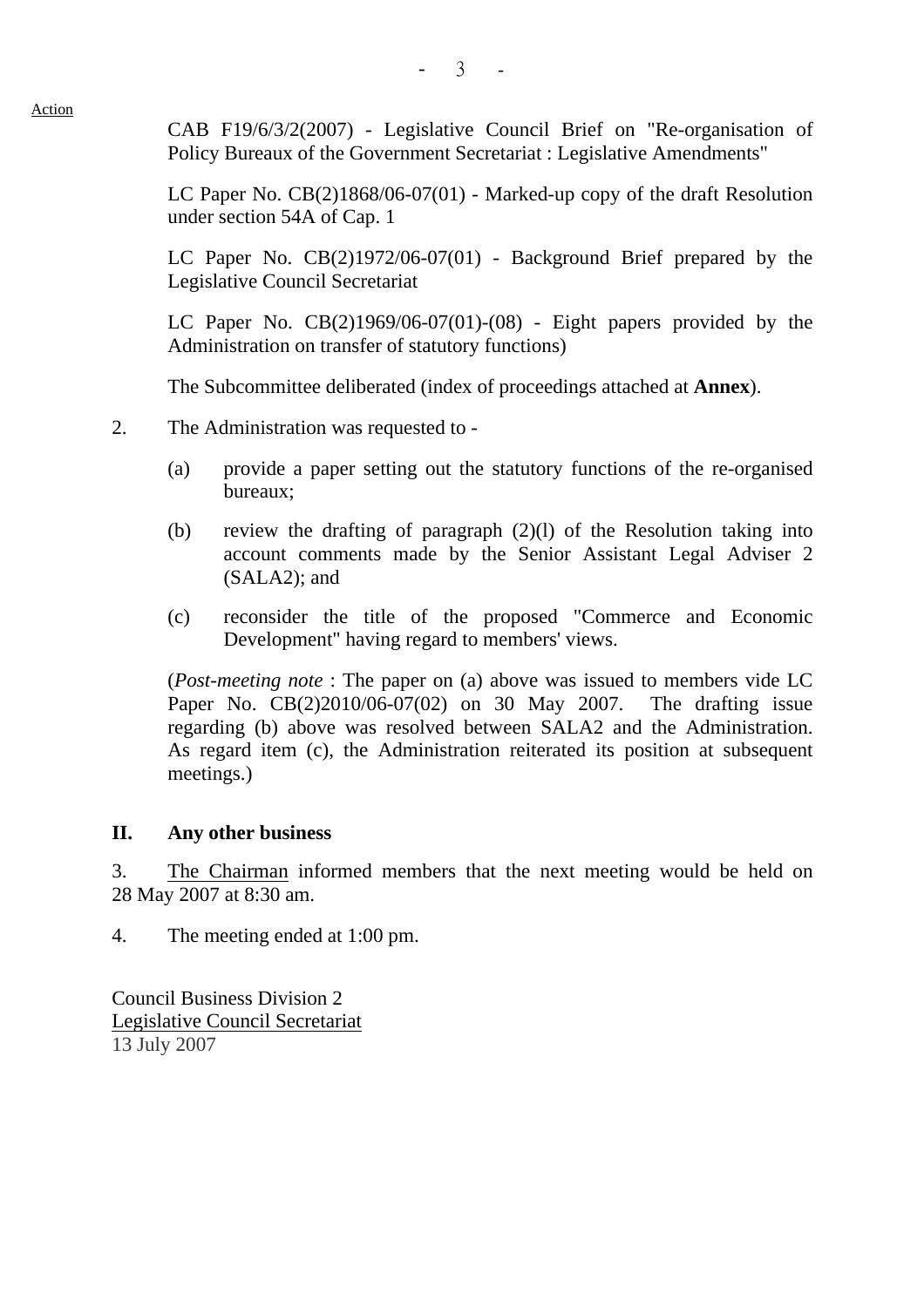Action

CAB F19/6/3/2(2007) - Legislative Council Brief on "Re-organisation of Policy Bureaux of the Government Secretariat : Legislative Amendments"

LC Paper No. CB(2)1868/06-07(01) - Marked-up copy of the draft Resolution under section 54A of Cap. 1

LC Paper No. CB(2)1972/06-07(01) - Background Brief prepared by the Legislative Council Secretariat

LC Paper No. CB(2)1969/06-07(01)-(08) - Eight papers provided by the Administration on transfer of statutory functions)

The Subcommittee deliberated (index of proceedings attached at **Annex**).

2. The Administration was requested to -

(a) provide a paper setting out the statutory functions of the re-organised bureaux;

(b) review the drafting of paragraph (2)(l) of the Resolution taking into account comments made by the Senior Assistant Legal Adviser 2 (SALA2); and

(c) reconsider the title of the proposed "Commerce and Economic Development" having regard to members' views.

(*Post-meeting note* : The paper on (a) above was issued to members vide LC Paper No. CB(2)2010/06-07(02) on 30 May 2007. The drafting issue regarding (b) above was resolved between SALA2 and the Administration. As regard item (c), the Administration reiterated its position at subsequent meetings.)

## II. Any other business

3. The Chairman informed members that the next meeting would be held on 28 May 2007 at 8:30 am.

4. The meeting ended at 1:00 pm.

Council Business Division 2
Legislative Council Secretariat
13 July 2007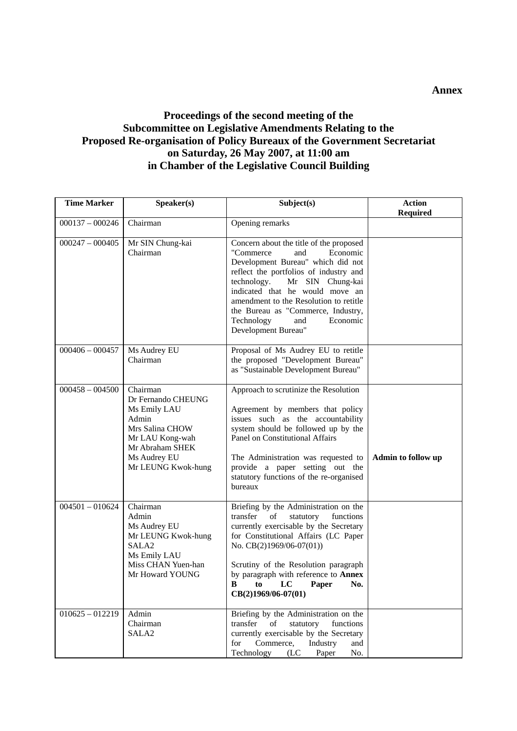**Annex**

# Proceedings of the second meeting of the Subcommittee on Legislative Amendments Relating to the Proposed Re-organisation of Policy Bureaux of the Government Secretariat on Saturday, 26 May 2007, at 11:00 am in Chamber of the Legislative Council Building

| Time Marker | Speaker(s) | Subject(s) | Action Required |
|---|---|---|---|
| 000137 – 000246 | Chairman | Opening remarks | |
| 000247 – 000405 | Mr SIN Chung-kai<br>Chairman | Concern about the title of the proposed "Commerce and Economic Development Bureau" which did not reflect the portfolios of industry and technology. Mr SIN Chung-kai indicated that he would move an amendment to the Resolution to retitle the Bureau as "Commerce, Industry, Technology and Economic Development Bureau" | |
| 000406 – 000457 | Ms Audrey EU<br>Chairman | Proposal of Ms Audrey EU to retitle the proposed "Development Bureau" as "Sustainable Development Bureau" | |
| 000458 – 004500 | Chairman<br>Dr Fernando CHEUNG<br>Ms Emily LAU<br>Admin<br>Mrs Salina CHOW<br>Mr LAU Kong-wah<br>Mr Abraham SHEK<br>Ms Audrey EU<br>Mr LEUNG Kwok-hung | Approach to scrutinize the Resolution<br><br>Agreement by members that policy issues such as the accountability system should be followed up by the Panel on Constitutional Affairs<br><br>The Administration was requested to provide a paper setting out the statutory functions of the re-organised bureaux | **Admin to follow up** |
| 004501 – 010624 | Chairman<br>Admin<br>Ms Audrey EU<br>Mr LEUNG Kwok-hung<br>SALA2<br>Ms Emily LAU<br>Miss CHAN Yuen-han<br>Mr Howard YOUNG | Briefing by the Administration on the transfer of statutory functions currently exercisable by the Secretary for Constitutional Affairs (LC Paper No. CB(2)1969/06-07(01))<br><br>Scrutiny of the Resolution paragraph by paragraph with reference to **Annex B to LC Paper No. CB(2)1969/06-07(01)** | |
| 010625 – 012219 | Admin<br>Chairman<br>SALA2 | Briefing by the Administration on the transfer of statutory functions currently exercisable by the Secretary for Commerce, Industry and Technology (LC Paper No. | |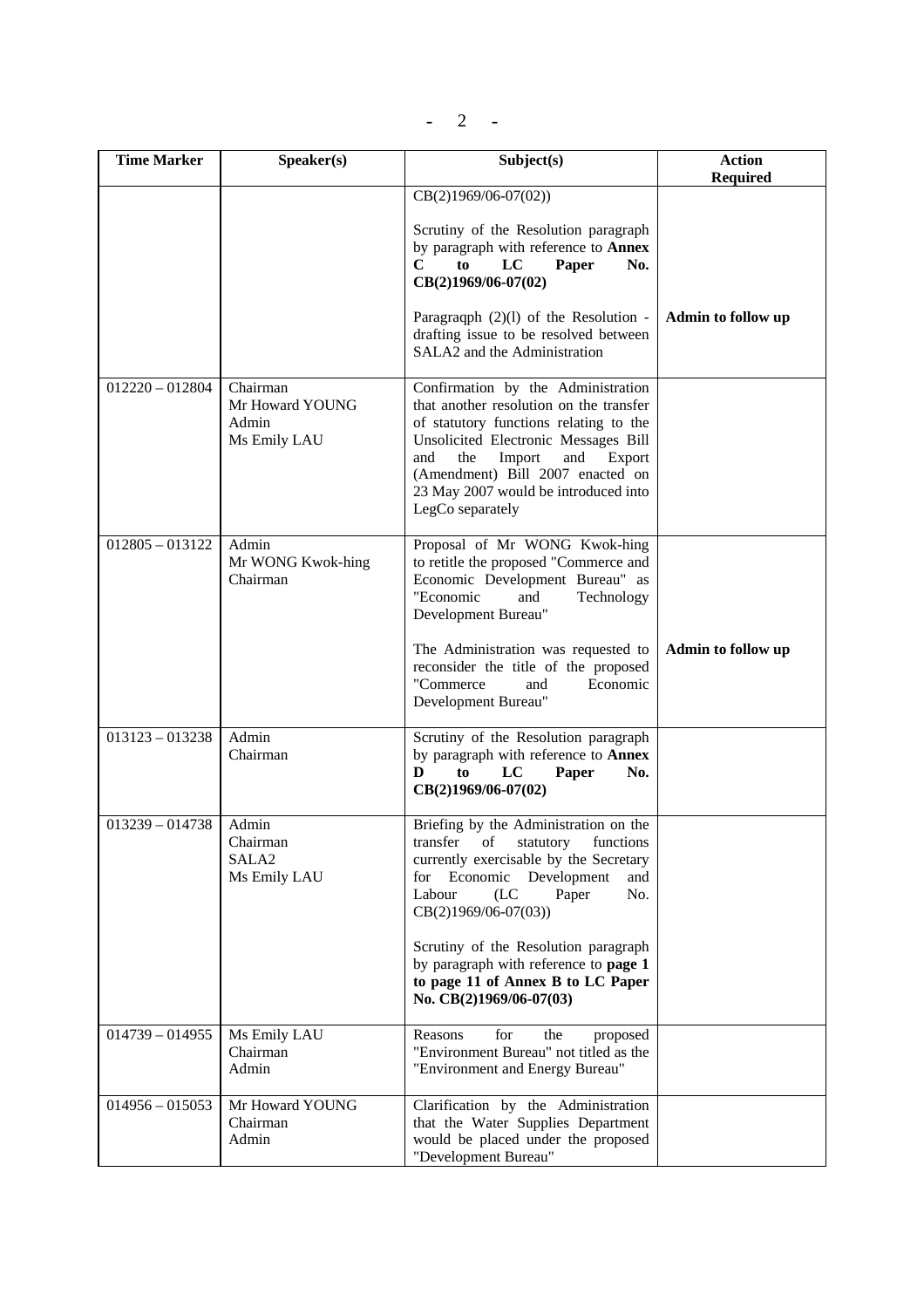| Time Marker | Speaker(s) | Subject(s) | Action Required |
|---|---|---|---|
| | | CB(2)1969/06-07(02))<br><br>Scrutiny of the Resolution paragraph by paragraph with reference to **Annex C to LC Paper No. CB(2)1969/06-07(02)**<br><br>Paragraqph (2)(l) of the Resolution - drafting issue to be resolved between SALA2 and the Administration | <br><br><br><br><br>**Admin to follow up** |
| 012220 – 012804 | Chairman<br>Mr Howard YOUNG<br>Admin<br>Ms Emily LAU | Confirmation by the Administration that another resolution on the transfer of statutory functions relating to the Unsolicited Electronic Messages Bill and the Import and Export (Amendment) Bill 2007 enacted on 23 May 2007 would be introduced into LegCo separately | |
| 012805 – 013122 | Admin<br>Mr WONG Kwok-hing<br>Chairman | Proposal of Mr WONG Kwok-hing to retitle the proposed "Commerce and Economic Development Bureau" as "Economic and Technology Development Bureau"<br><br>The Administration was requested to reconsider the title of the proposed "Commerce and Economic Development Bureau" | <br><br><br><br>**Admin to follow up** |
| 013123 – 013238 | Admin<br>Chairman | Scrutiny of the Resolution paragraph by paragraph with reference to **Annex D to LC Paper No. CB(2)1969/06-07(02)** | |
| 013239 – 014738 | Admin<br>Chairman<br>SALA2<br>Ms Emily LAU | Briefing by the Administration on the transfer of statutory functions currently exercisable by the Secretary for Economic Development and Labour (LC Paper No. CB(2)1969/06-07(03))<br><br>Scrutiny of the Resolution paragraph by paragraph with reference to **page 1 to page 11 of Annex B to LC Paper No. CB(2)1969/06-07(03)** | |
| 014739 – 014955 | Ms Emily LAU<br>Chairman<br>Admin | Reasons for the proposed "Environment Bureau" not titled as the "Environment and Energy Bureau" | |
| 014956 – 015053 | Mr Howard YOUNG<br>Chairman<br>Admin | Clarification by the Administration that the Water Supplies Department would be placed under the proposed "Development Bureau" | |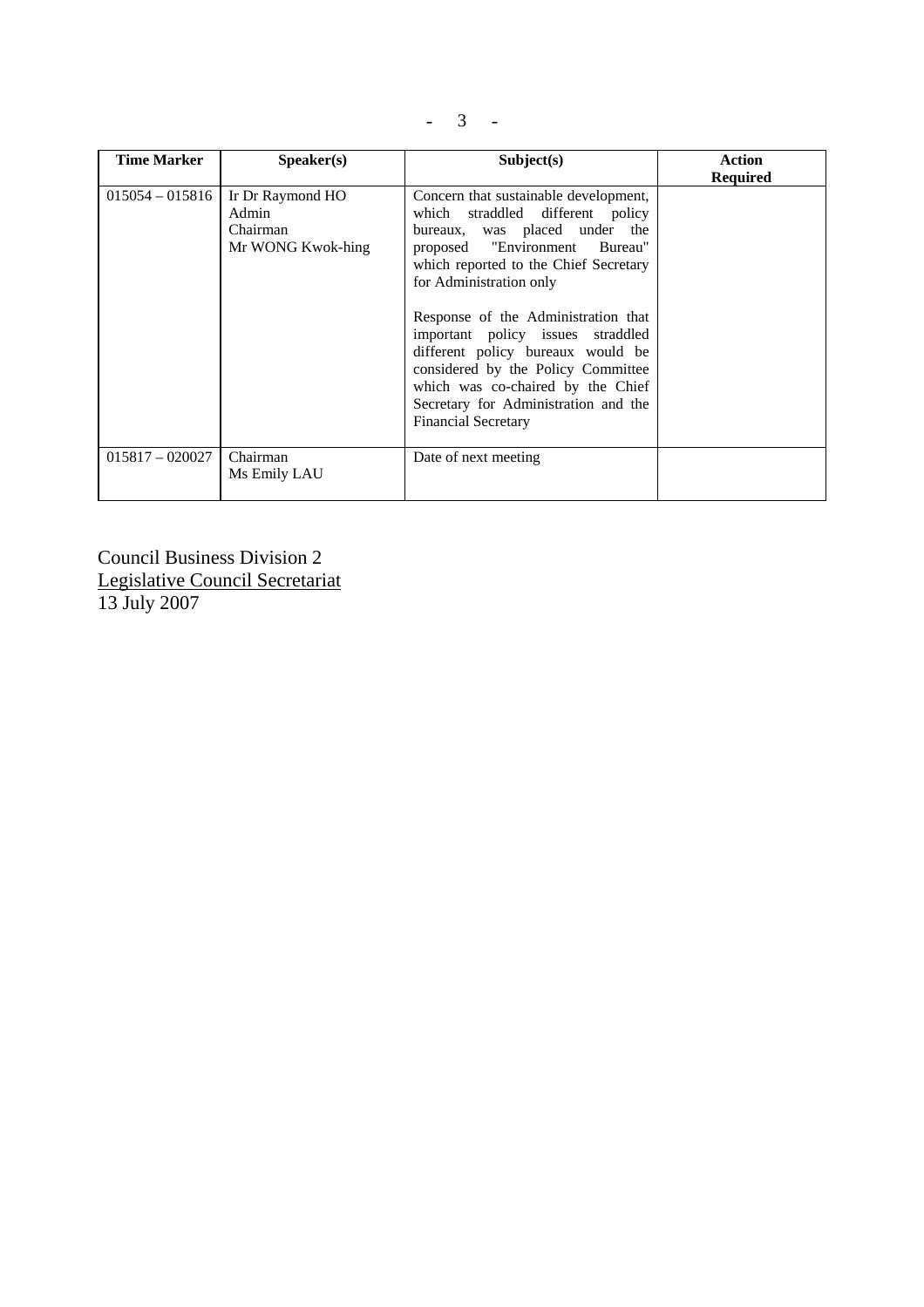| Time Marker | Speaker(s) | Subject(s) | Action Required |
|---|---|---|---|
| 015054 – 015816 | Ir Dr Raymond HO<br>Admin<br>Chairman<br>Mr WONG Kwok-hing | Concern that sustainable development, which straddled different policy bureaux, was placed under the proposed "Environment Bureau" which reported to the Chief Secretary for Administration only<br><br>Response of the Administration that important policy issues straddled different policy bureaux would be considered by the Policy Committee which was co-chaired by the Chief Secretary for Administration and the Financial Secretary | |
| 015817 – 020027 | Chairman<br>Ms Emily LAU | Date of next meeting | |

Council Business Division 2
Legislative Council Secretariat
13 July 2007